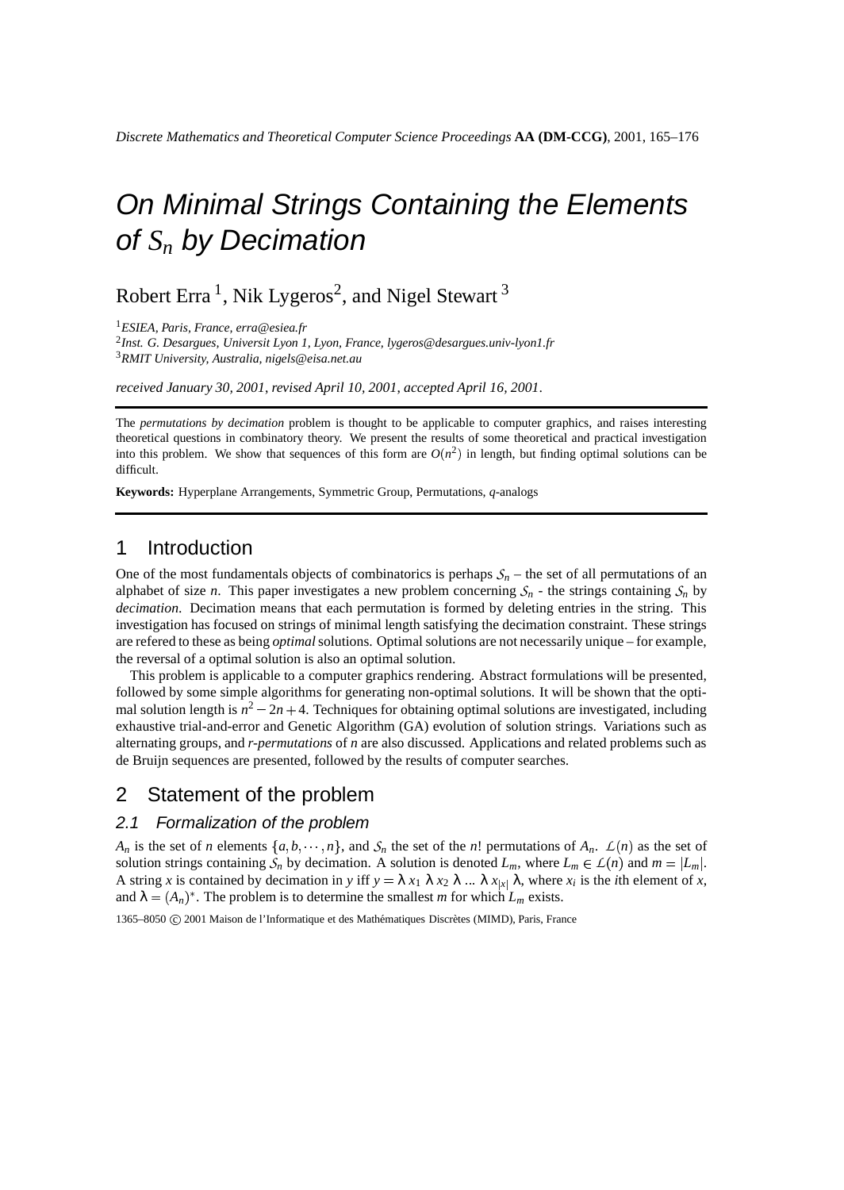# On Minimal Strings Containing the Elements of $S_n$ by Decimation

Robert Erra [1], Nik Lygeros[2], and Nigel Stewart [3]

[1] *ESIEA, Paris, France, erra@esiea.fr*
[2] *Inst. G. Desargues, Universit Lyon 1, Lyon, France, lygeros@desargues.univ-lyon1.fr*
[3] *RMIT University, Australia, nigels@eisa.net.au*

*received January 30, 2001, revised April 10, 2001, accepted April 16, 2001.*

---

The *permutations by decimation* problem is thought to be applicable to computer graphics, and raises interesting theoretical questions in combinatory theory. We present the results of some theoretical and practical investigation into this problem. We show that sequences of this form are $O(n^2)$ in length, but finding optimal solutions can be difficult.

**Keywords:** Hyperplane Arrangements, Symmetric Group, Permutations, *q*-analogs

---

## 1 Introduction

One of the most fundamentals objects of combinatorics is perhaps $\mathcal{S}_n$ – the set of all permutations of an alphabet of size *n*. This paper investigates a new problem concerning $\mathcal{S}_n$ - the strings containing $\mathcal{S}_n$ by *decimation*. Decimation means that each permutation is formed by deleting entries in the string. This investigation has focused on strings of minimal length satisfying the decimation constraint. These strings are refered to these as being *optimal* solutions. Optimal solutions are not necessarily unique – for example, the reversal of a optimal solution is also an optimal solution.

This problem is applicable to a computer graphics rendering. Abstract formulations will be presented, followed by some simple algorithms for generating non-optimal solutions. It will be shown that the optimal solution length is $n^2 - 2n + 4$. Techniques for obtaining optimal solutions are investigated, including exhaustive trial-and-error and Genetic Algorithm (GA) evolution of solution strings. Variations such as alternating groups, and *r-permutations* of *n* are also discussed. Applications and related problems such as de Bruijn sequences are presented, followed by the results of computer searches.

## 2 Statement of the problem

### 2.1 Formalization of the problem

$A_n$ is the set of *n* elements $\{a, b, \cdots, n\}$, and $\mathcal{S}_n$ the set of the *n*! permutations of $A_n$. $\mathcal{L}(n)$ as the set of solution strings containing $\mathcal{S}_n$ by decimation. A solution is denoted $L_m$, where $L_m \in \mathcal{L}(n)$ and $m = |L_m|$. A string *x* is contained by decimation in *y* iff $y = \lambda\, x_1\, \lambda\, x_2\, \lambda\, ...\, \lambda\, x_{|x|}\, \lambda$, where $x_i$ is the *i*th element of *x*, and $\lambda = (A_n)^*$. The problem is to determine the smallest *m* for which $L_m$ exists.

1365–8050 © 2001 Maison de l'Informatique et des Mathématiques Discrètes (MIMD), Paris, France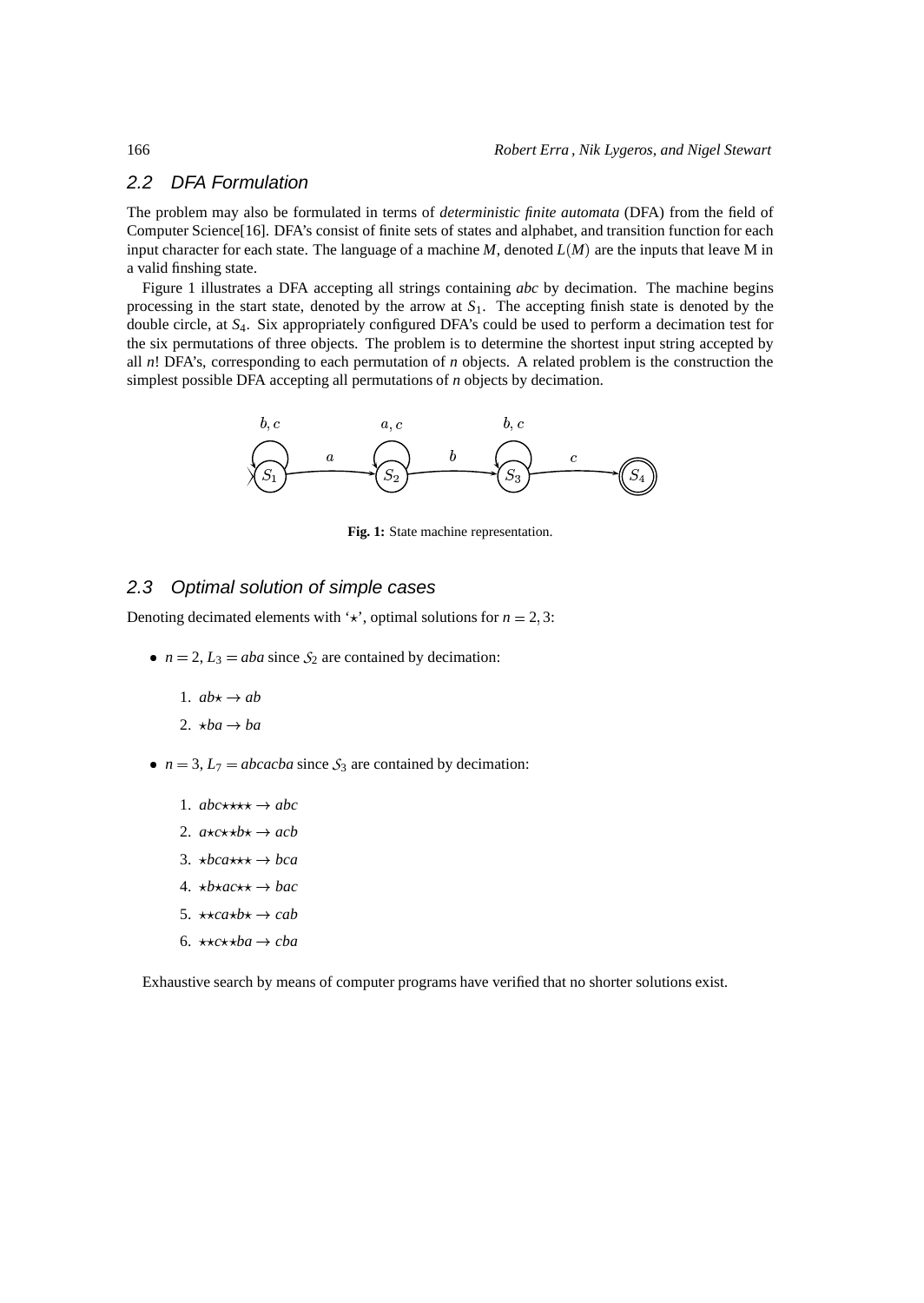## 2.2 DFA Formulation

The problem may also be formulated in terms of *deterministic finite automata* (DFA) from the field of Computer Science[16]. DFA's consist of finite sets of states and alphabet, and transition function for each input character for each state. The language of a machine $M$, denoted $L(M)$ are the inputs that leave M in a valid finshing state.

Figure 1 illustrates a DFA accepting all strings containing *abc* by decimation. The machine begins processing in the start state, denoted by the arrow at $S_1$. The accepting finish state is denoted by the double circle, at $S_4$. Six appropriately configured DFA's could be used to perform a decimation test for the six permutations of three objects. The problem is to determine the shortest input string accepted by all $n!$ DFA's, corresponding to each permutation of $n$ objects. A related problem is the construction the simplest possible DFA accepting all permutations of $n$ objects by decimation.

**Fig. 1:** State machine representation.

## 2.3 Optimal solution of simple cases

Denoting decimated elements with '$\star$', optimal solutions for $n = 2, 3$:

- $n = 2$, $L_3 = aba$ since $\mathcal{S}_2$ are contained by decimation:
  1. $ab\star \rightarrow ab$
  2. $\star ba \rightarrow ba$
- $n = 3$, $L_7 = abcacba$ since $\mathcal{S}_3$ are contained by decimation:
  1. $abc\star\star\star\star \rightarrow abc$
  2. $a\star c\star\star b\star \rightarrow acb$
  3. $\star bca\star\star\star \rightarrow bca$
  4. $\star b\star ac\star\star \rightarrow bac$
  5. $\star\star ca\star b\star \rightarrow cab$
  6. $\star\star c\star\star ba \rightarrow cba$

Exhaustive search by means of computer programs have verified that no shorter solutions exist.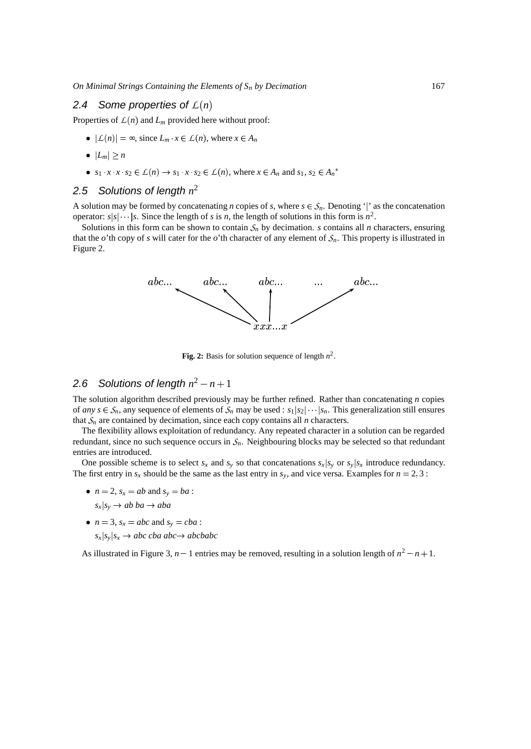## 2.4 Some properties of $\mathcal{L}(n)$

Properties of $\mathcal{L}(n)$ and $L_m$ provided here without proof:

- $|\mathcal{L}(n)| = \infty$, since $L_m \cdot x \in \mathcal{L}(n)$, where $x \in A_n$
- $|L_m| \geq n$
- $s_1 \cdot x \cdot x \cdot s_2 \in \mathcal{L}(n) \rightarrow s_1 \cdot x \cdot s_2 \in \mathcal{L}(n)$, where $x \in A_n$ and $s_1, s_2 \in {A_n}^*$

## 2.5 Solutions of length $n^2$

A solution may be formed by concatenating $n$ copies of $s$, where $s \in \mathcal{S}_n$. Denoting '|' as the concatenation operator: $s|s|\cdots|s$. Since the length of $s$ is $n$, the length of solutions in this form is $n^2$.

Solutions in this form can be shown to contain $\mathcal{S}_n$ by decimation. $s$ contains all $n$ characters, ensuring that the $o$'th copy of $s$ will cater for the $o$'th character of any element of $\mathcal{S}_n$. This property is illustrated in Figure 2.

$$abc... \quad abc... \quad abc... \quad ... \quad abc...$$

$$xxx...x$$

**Fig. 2:** Basis for solution sequence of length $n^2$.

## 2.6 Solutions of length $n^2 - n + 1$

The solution algorithm described previously may be further refined. Rather than concatenating $n$ copies of *any* $s \in \mathcal{S}_n$, any sequence of elements of $\mathcal{S}_n$ may be used : $s_1|s_2|\cdots|s_n$. This generalization still ensures that $\mathcal{S}_n$ are contained by decimation, since each copy contains all $n$ characters.

The flexibility allows exploitation of redundancy. Any repeated character in a solution can be regarded redundant, since no such sequence occurs in $\mathcal{S}_n$. Neighbouring blocks may be selected so that redundant entries are introduced.

One possible scheme is to select $s_x$ and $s_y$ so that concatenations $s_x|s_y$ or $s_y|s_x$ introduce redundancy. The first entry in $s_x$ should be the same as the last entry in $s_y$, and vice versa. Examples for $n = 2, 3$ :

- $n = 2$, $s_x = ab$ and $s_y = ba$ :

  $s_x|s_y \rightarrow ab\ ba \rightarrow aba$

- $n = 3$, $s_x = abc$ and $s_y = cba$ :

  $s_x|s_y|s_x \rightarrow abc\ cba\ abc \rightarrow abcbabc$

As illustrated in Figure 3, $n - 1$ entries may be removed, resulting in a solution length of $n^2 - n + 1$.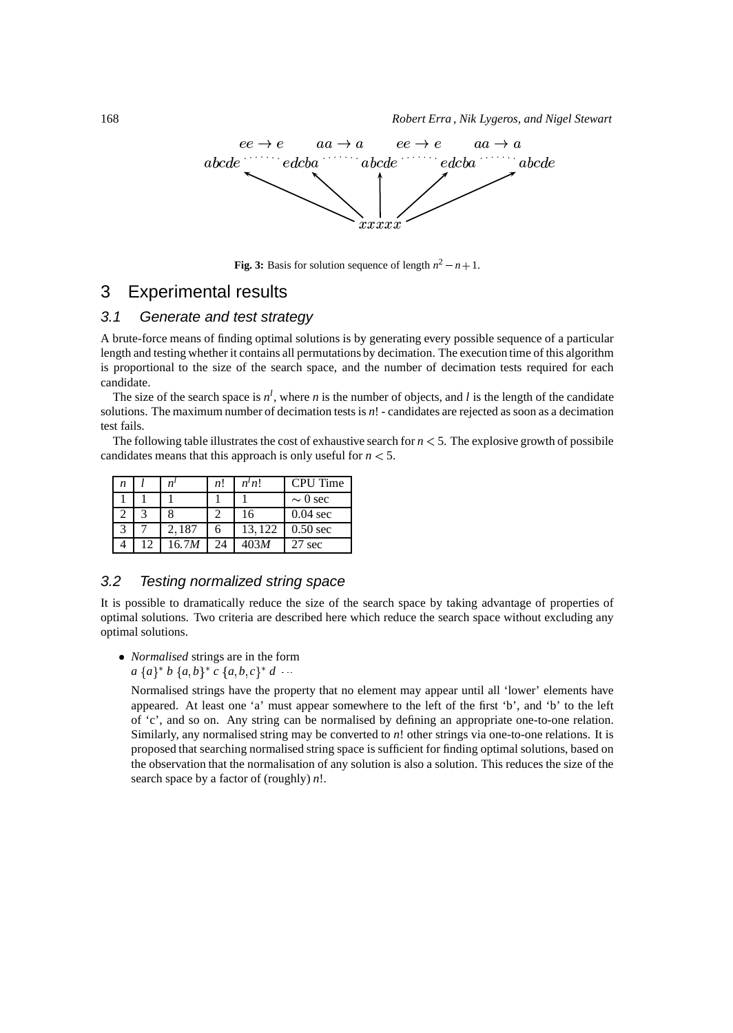$ee \to e \quad aa \to a \quad ee \to e \quad aa \to a$

$abcde \cdots edcba \cdots abcde \cdots edcba \cdots abcde$

$xxxxx$

**Fig. 3:** Basis for solution sequence of length $n^2 - n + 1$.

# 3 Experimental results

## 3.1 Generate and test strategy

A brute-force means of finding optimal solutions is by generating every possible sequence of a particular length and testing whether it contains all permutations by decimation. The execution time of this algorithm is proportional to the size of the search space, and the number of decimation tests required for each candidate.

The size of the search space is $n^l$, where $n$ is the number of objects, and $l$ is the length of the candidate solutions. The maximum number of decimation tests is $n!$ - candidates are rejected as soon as a decimation test fails.

The following table illustrates the cost of exhaustive search for $n < 5$. The explosive growth of possibile candidates means that this approach is only useful for $n < 5$.

| $n$ | $l$ | $n^l$ | $n!$ | $n^l n!$ | CPU Time |
|---|---|---|---|---|---|
| 1 | 1 | 1 | 1 | 1 | $\sim 0$ sec |
| 2 | 3 | 8 | 2 | 16 | 0.04 sec |
| 3 | 7 | 2,187 | 6 | 13,122 | 0.50 sec |
| 4 | 12 | 16.7$M$ | 24 | 403$M$ | 27 sec |

## 3.2 Testing normalized string space

It is possible to dramatically reduce the size of the search space by taking advantage of properties of optimal solutions. Two criteria are described here which reduce the search space without excluding any optimal solutions.

- *Normalised* strings are in the form
  $a\ \{a\}^*\ b\ \{a,b\}^*\ c\ \{a,b,c\}^*\ d\ \cdots$

  Normalised strings have the property that no element may appear until all 'lower' elements have appeared. At least one 'a' must appear somewhere to the left of the first 'b', and 'b' to the left of 'c', and so on. Any string can be normalised by defining an appropriate one-to-one relation. Similarly, any normalised string may be converted to $n!$ other strings via one-to-one relations. It is proposed that searching normalised string space is sufficient for finding optimal solutions, based on the observation that the normalisation of any solution is also a solution. This reduces the size of the search space by a factor of (roughly) $n!$.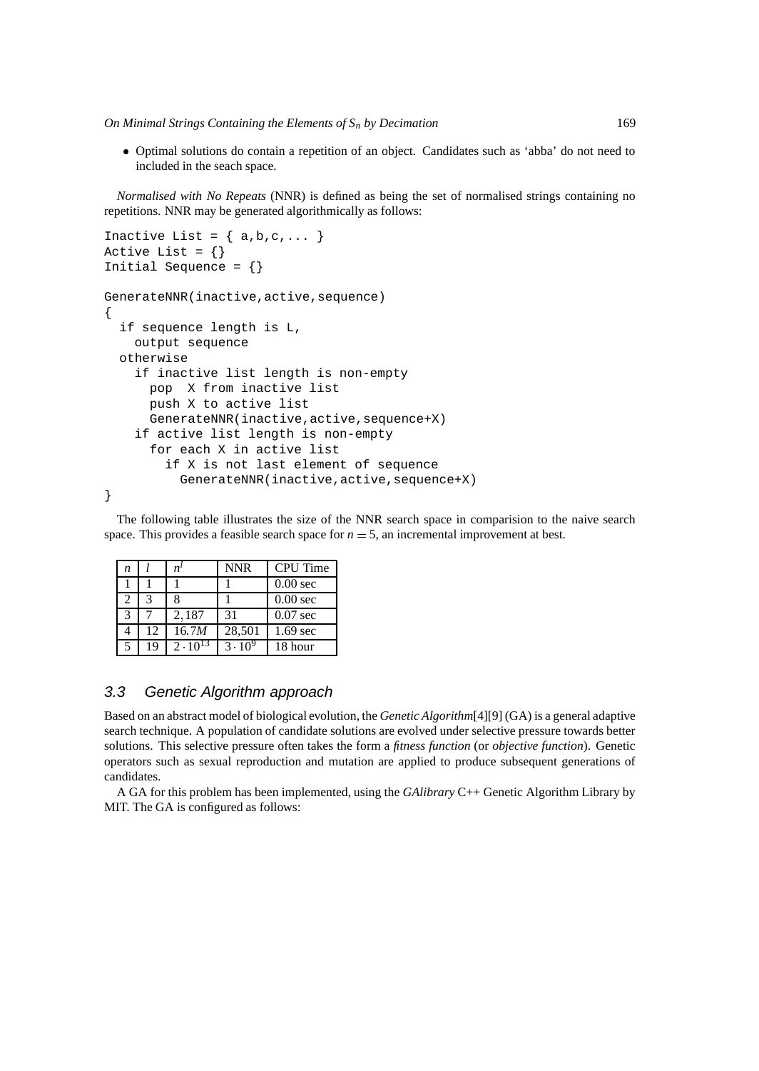- Optimal solutions do contain a repetition of an object. Candidates such as 'abba' do not need to included in the seach space.

*Normalised with No Repeats* (NNR) is defined as being the set of normalised strings containing no repetitions. NNR may be generated algorithmically as follows:

```
Inactive List = { a,b,c,... }
Active List = {}
Initial Sequence = {}

GenerateNNR(inactive,active,sequence)
{
  if sequence length is L,
    output sequence
  otherwise
    if inactive list length is non-empty
      pop  X from inactive list
      push X to active list
      GenerateNNR(inactive,active,sequence+X)
    if active list length is non-empty
      for each X in active list
        if X is not last element of sequence
          GenerateNNR(inactive,active,sequence+X)
}
```

The following table illustrates the size of the NNR search space in comparision to the naive search space. This provides a feasible search space for $n = 5$, an incremental improvement at best.

| $n$ | $l$ | $n^l$ | NNR | CPU Time |
|---|---|---|---|---|
| 1 | 1 | 1 | 1 | 0.00 sec |
| 2 | 3 | 8 | 1 | 0.00 sec |
| 3 | 7 | 2,187 | 31 | 0.07 sec |
| 4 | 12 | $16.7M$ | 28,501 | 1.69 sec |
| 5 | 19 | $2 \cdot 10^{13}$ | $3 \cdot 10^{9}$ | 18 hour |

### 3.3 Genetic Algorithm approach

Based on an abstract model of biological evolution, the *Genetic Algorithm*[4][9] (GA) is a general adaptive search technique. A population of candidate solutions are evolved under selective pressure towards better solutions. This selective pressure often takes the form a *fitness function* (or *objective function*). Genetic operators such as sexual reproduction and mutation are applied to produce subsequent generations of candidates.

A GA for this problem has been implemented, using the *GAlibrary* C++ Genetic Algorithm Library by MIT. The GA is configured as follows: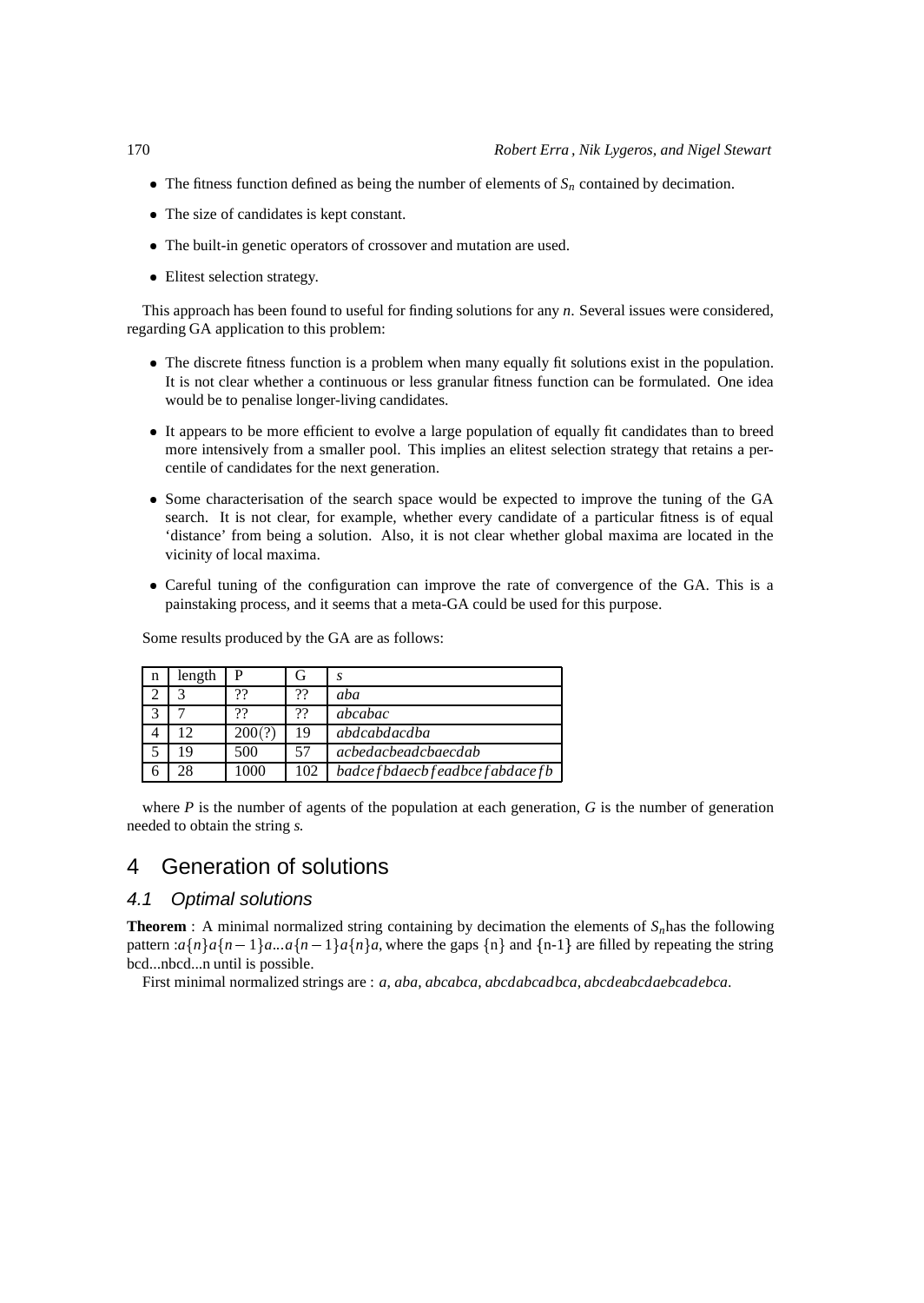- The fitness function defined as being the number of elements of $S_n$ contained by decimation.
- The size of candidates is kept constant.
- The built-in genetic operators of crossover and mutation are used.
- Elitest selection strategy.

This approach has been found to useful for finding solutions for any $n$. Several issues were considered, regarding GA application to this problem:

- The discrete fitness function is a problem when many equally fit solutions exist in the population. It is not clear whether a continuous or less granular fitness function can be formulated. One idea would be to penalise longer-living candidates.
- It appears to be more efficient to evolve a large population of equally fit candidates than to breed more intensively from a smaller pool. This implies an elitest selection strategy that retains a percentile of candidates for the next generation.
- Some characterisation of the search space would be expected to improve the tuning of the GA search. It is not clear, for example, whether every candidate of a particular fitness is of equal 'distance' from being a solution. Also, it is not clear whether global maxima are located in the vicinity of local maxima.
- Careful tuning of the configuration can improve the rate of convergence of the GA. This is a painstaking process, and it seems that a meta-GA could be used for this purpose.

Some results produced by the GA are as follows:

| n | length | P | G | $s$ |
|---|---|---|---|---|
| 2 | 3 | ?? | ?? | *aba* |
| 3 | 7 | ?? | ?? | *abcabac* |
| 4 | 12 | 200(?) | 19 | *abdcabdacdba* |
| 5 | 19 | 500 | 57 | *acbedacbeadcbaecdab* |
| 6 | 28 | 1000 | 102 | *badcefbdaecbfeadbcefabdacefb* |

where $P$ is the number of agents of the population at each generation, $G$ is the number of generation needed to obtain the string $s$.

# 4 Generation of solutions

## 4.1 Optimal solutions

**Theorem** : A minimal normalized string containing by decimation the elements of $S_n$has the following pattern :$a\{n\}a\{n-1\}a...a\{n-1\}a\{n\}a$, where the gaps {n} and {n-1} are filled by repeating the string bcd...nbcd...n until is possible.

First minimal normalized strings are : *a*, *aba*, *abcabca*, *abcdabcadbca*, *abcdeabcdaebcadebca*.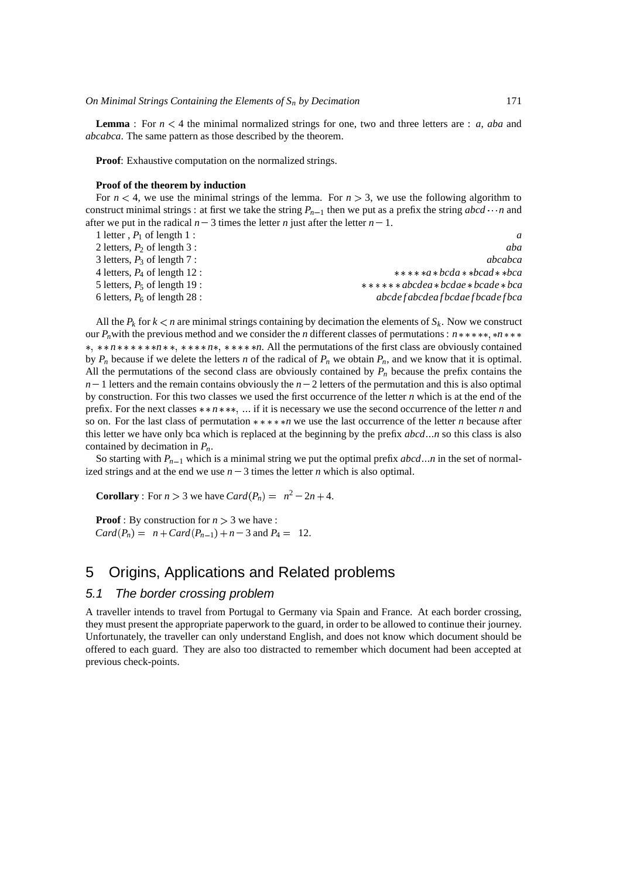**Lemma** : For $n < 4$ the minimal normalized strings for one, two and three letters are : *a*, *aba* and *abcabca*. The same pattern as those described by the theorem.

**Proof**: Exhaustive computation on the normalized strings.

**Proof of the theorem by induction**

For $n < 4$, we use the minimal strings of the lemma. For $n > 3$, we use the following algorithm to construct minimal strings : at first we take the string $P_{n-1}$ then we put as a prefix the string $abcd\cdots n$ and after we put in the radical $n-3$ times the letter $n$ just after the letter $n-1$.

| | |
|---|---|
| 1 letter , $P_1$ of length 1 : | $a$ |
| 2 letters, $P_2$ of length 3 : | $aba$ |
| 3 letters, $P_3$ of length 7 : | $abcabca$ |
| 4 letters, $P_4$ of length 12 : | $*****a*bcda**bcad**bca$ |
| 5 letters, $P_5$ of length 19 : | $******abcdea*bcdae*bcade*bca$ |
| 6 letters, $P_6$ of length 28 : | $abcdefabcdeafbcdaefbcadefbca$ |

All the $P_k$ for $k < n$ are minimal strings containing by decimation the elements of $S_k$. Now we construct our $P_n$with the previous method and we consider the $n$ different classes of permutations : $n*****$, $*n****$, $**n*******n**$, $****n*$, $*****n$. All the permutations of the first class are obviously contained by $P_n$ because if we delete the letters $n$ of the radical of $P_n$ we obtain $P_n$, and we know that it is optimal. All the permutations of the second class are obviously contained by $P_n$ because the prefix contains the $n-1$ letters and the remain contains obviously the $n-2$ letters of the permutation and this is also optimal by construction. For this two classes we used the first occurrence of the letter $n$ which is at the end of the prefix. For the next classes $**n***$, ... if it is necessary we use the second occurrence of the letter $n$ and so on. For the last class of permutation $*****n$ we use the last occurrence of the letter $n$ because after this letter we have only bca which is replaced at the beginning by the prefix $abcd...n$ so this class is also contained by decimation in $P_n$.

So starting with $P_{n-1}$ which is a minimal string we put the optimal prefix $abcd...n$ in the set of normalized strings and at the end we use $n-3$ times the letter $n$ which is also optimal.

**Corollary** : For $n > 3$ we have $Card(P_n) = n^2 - 2n + 4$.

**Proof** : By construction for $n > 3$ we have :
$Card(P_n) = n + Card(P_{n-1}) + n - 3$ and $P_4 = 12$.

## 5 Origins, Applications and Related problems

### 5.1 The border crossing problem

A traveller intends to travel from Portugal to Germany via Spain and France. At each border crossing, they must present the appropriate paperwork to the guard, in order to be allowed to continue their journey. Unfortunately, the traveller can only understand English, and does not know which document should be offered to each guard. They are also too distracted to remember which document had been accepted at previous check-points.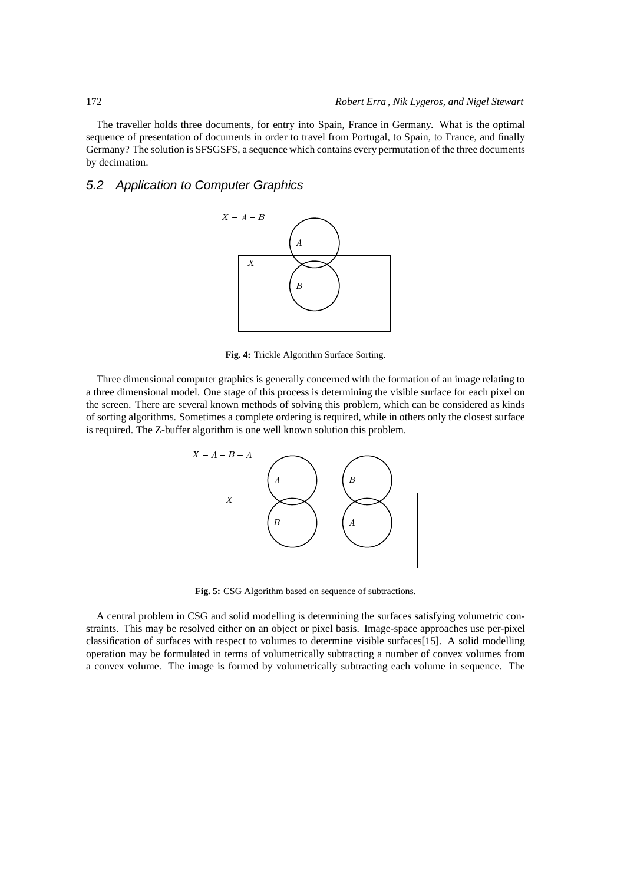The traveller holds three documents, for entry into Spain, France in Germany. What is the optimal sequence of presentation of documents in order to travel from Portugal, to Spain, to France, and finally Germany? The solution is SFSGSFS, a sequence which contains every permutation of the three documents by decimation.

## 5.2 Application to Computer Graphics

**Fig. 4:** Trickle Algorithm Surface Sorting.

Three dimensional computer graphics is generally concerned with the formation of an image relating to a three dimensional model. One stage of this process is determining the visible surface for each pixel on the screen. There are several known methods of solving this problem, which can be considered as kinds of sorting algorithms. Sometimes a complete ordering is required, while in others only the closest surface is required. The Z-buffer algorithm is one well known solution this problem.

**Fig. 5:** CSG Algorithm based on sequence of subtractions.

A central problem in CSG and solid modelling is determining the surfaces satisfying volumetric constraints. This may be resolved either on an object or pixel basis. Image-space approaches use per-pixel classification of surfaces with respect to volumes to determine visible surfaces[15]. A solid modelling operation may be formulated in terms of volumetrically subtracting a number of convex volumes from a convex volume. The image is formed by volumetrically subtracting each volume in sequence. The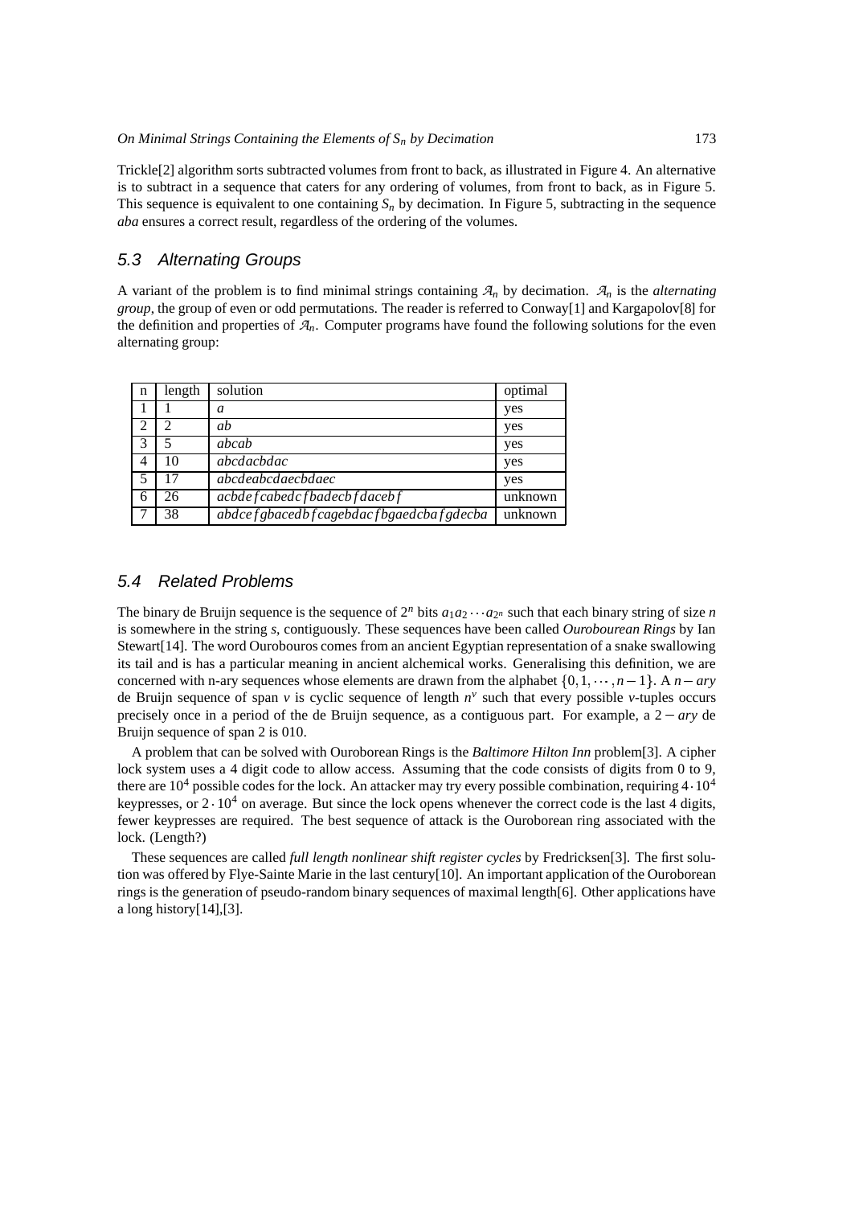Trickle[2] algorithm sorts subtracted volumes from front to back, as illustrated in Figure 4. An alternative is to subtract in a sequence that caters for any ordering of volumes, from front to back, as in Figure 5. This sequence is equivalent to one containing $S_n$ by decimation. In Figure 5, subtracting in the sequence *aba* ensures a correct result, regardless of the ordering of the volumes.

## 5.3 Alternating Groups

A variant of the problem is to find minimal strings containing $\mathcal{A}_n$ by decimation. $\mathcal{A}_n$ is the *alternating group*, the group of even or odd permutations. The reader is referred to Conway[1] and Kargapolov[8] for the definition and properties of $\mathcal{A}_n$. Computer programs have found the following solutions for the even alternating group:

| n | length | solution | optimal |
|---|---|---|---|
| 1 | 1 | *a* | yes |
| 2 | 2 | *ab* | yes |
| 3 | 5 | *abcab* | yes |
| 4 | 10 | *abcdacbdac* | yes |
| 5 | 17 | *abcdeabcdaecbdaec* | yes |
| 6 | 26 | *acbdefcabedcfbadecbfdacebf* | unknown |
| 7 | 38 | *abdcefgbacedbfcagebdacfbgaedcbafgdecba* | unknown |

## 5.4 Related Problems

The binary de Bruijn sequence is the sequence of $2^n$ bits $a_1 a_2 \cdots a_{2^n}$ such that each binary string of size $n$ is somewhere in the string $s$, contiguously. These sequences have been called *Ouroubourean Rings* by Ian Stewart[14]. The word Ourobouros comes from an ancient Egyptian representation of a snake swallowing its tail and is has a particular meaning in ancient alchemical works. Generalising this definition, we are concerned with n-ary sequences whose elements are drawn from the alphabet $\{0, 1, \cdots, n-1\}$. A $n-ary$ de Bruijn sequence of span $v$ is cyclic sequence of length $n^v$ such that every possible $v$-tuples occurs precisely once in a period of the de Bruijn sequence, as a contiguous part. For example, a $2-ary$ de Bruijn sequence of span 2 is 010.

A problem that can be solved with Ouroborean Rings is the *Baltimore Hilton Inn* problem[3]. A cipher lock system uses a 4 digit code to allow access. Assuming that the code consists of digits from 0 to 9, there are $10^4$ possible codes for the lock. An attacker may try every possible combination, requiring $4 \cdot 10^4$ keypresses, or $2 \cdot 10^4$ on average. But since the lock opens whenever the correct code is the last 4 digits, fewer keypresses are required. The best sequence of attack is the Ouroborean ring associated with the lock. (Length?)

These sequences are called *full length nonlinear shift register cycles* by Fredricksen[3]. The first solution was offered by Flye-Sainte Marie in the last century[10]. An important application of the Ouroborean rings is the generation of pseudo-random binary sequences of maximal length[6]. Other applications have a long history[14],[3].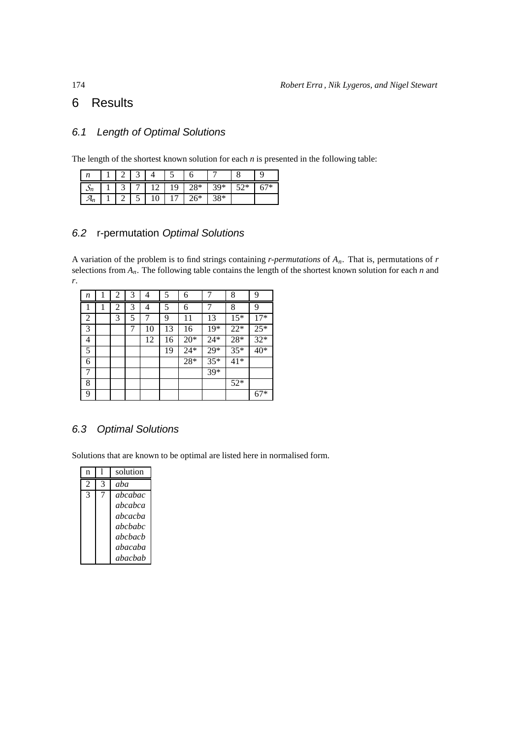# 6 Results

## 6.1 Length of Optimal Solutions

The length of the shortest known solution for each *n* is presented in the following table:

| $n$ | 1 | 2 | 3 | 4 | 5 | 6 | 7 | 8 | 9 |
|---|---|---|---|---|---|---|---|---|---|
| $\mathcal{S}_n$ | 1 | 3 | 7 | 12 | 19 | 28* | 39* | 52* | 67* |
| $\mathcal{A}_n$ | 1 | 2 | 5 | 10 | 17 | 26* | 38* | | |

## 6.2 r-permutation *Optimal Solutions*

A variation of the problem is to find strings containing *r-permutations* of $A_n$. That is, permutations of $r$ selections from $A_n$. The following table contains the length of the shortest known solution for each $n$ and $r$.

| $n$ | 1 | 2 | 3 | 4 | 5 | 6 | 7 | 8 | 9 |
|---|---|---|---|---|---|---|---|---|---|
| 1 | 1 | 2 | 3 | 4 | 5 | 6 | 7 | 8 | 9 |
| 2 | | 3 | 5 | 7 | 9 | 11 | 13 | 15* | 17* |
| 3 | | | 7 | 10 | 13 | 16 | 19* | 22* | 25* |
| 4 | | | | 12 | 16 | 20* | 24* | 28* | 32* |
| 5 | | | | | 19 | 24* | 29* | 35* | 40* |
| 6 | | | | | | 28* | 35* | 41* | |
| 7 | | | | | | | 39* | | |
| 8 | | | | | | | | 52* | |
| 9 | | | | | | | | | 67* |

## 6.3 Optimal Solutions

Solutions that are known to be optimal are listed here in normalised form.

| n | l | solution |
|---|---|---|
| 2 | 3 | *aba* |
| 3 | 7 | *abcabac* |
| | | *abcabca* |
| | | *abcacba* |
| | | *abcbabc* |
| | | *abcbacb* |
| | | *abacaba* |
| | | *abacbab* |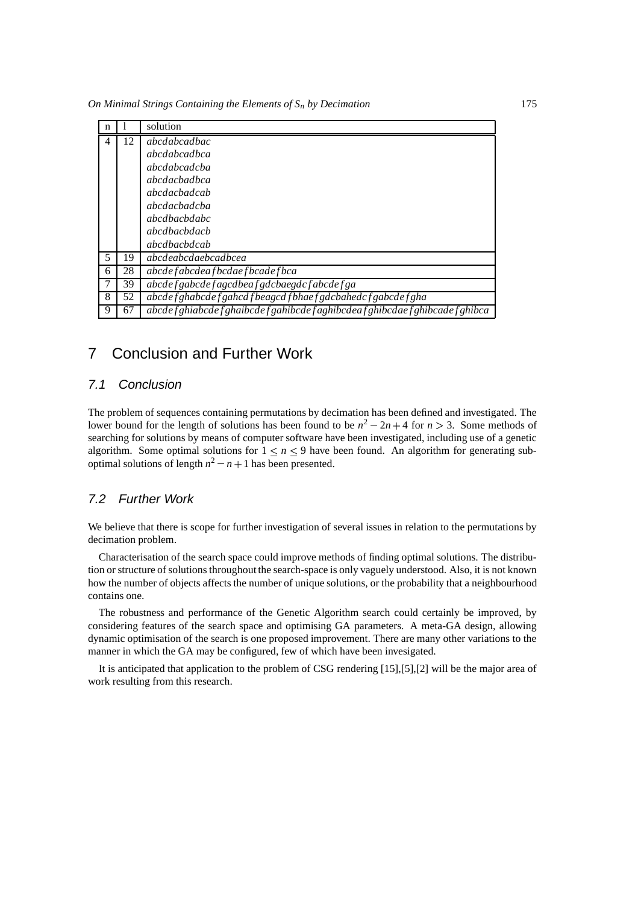| n | l | solution |
|---|---|---|
| 4 | 12 | *abcdabcadbac* |
| | | *abcdabcadbca* |
| | | *abcdabcadcba* |
| | | *abcdacbadbca* |
| | | *abcdacbadcab* |
| | | *abcdacbadcba* |
| | | *abcdbacbdabc* |
| | | *abcdbacbdacb* |
| | | *abcdbacbdcab* |
| 5 | 19 | *abcdeabcdaebcadbcea* |
| 6 | 28 | *abcdefabcdeafbcdaefbcadefbca* |
| 7 | 39 | *abcdefgabcdefagcdbeafgdcbaegdcfabcdefga* |
| 8 | 52 | *abcdefghabcdefgahcdfbeagcdfbhaefgdcbahedcfgabcdefgha* |
| 9 | 67 | *abcdefghiabcdefghaibcdefgahibcdefaghibcdeafghibcdaefghibcadefghibca* |

# 7 Conclusion and Further Work

## 7.1 Conclusion

The problem of sequences containing permutations by decimation has been defined and investigated. The lower bound for the length of solutions has been found to be $n^2 - 2n + 4$ for $n > 3$. Some methods of searching for solutions by means of computer software have been investigated, including use of a genetic algorithm. Some optimal solutions for $1 \leq n \leq 9$ have been found. An algorithm for generating sub-optimal solutions of length $n^2 - n + 1$ has been presented.

## 7.2 Further Work

We believe that there is scope for further investigation of several issues in relation to the permutations by decimation problem.

Characterisation of the search space could improve methods of finding optimal solutions. The distribution or structure of solutions throughout the search-space is only vaguely understood. Also, it is not known how the number of objects affects the number of unique solutions, or the probability that a neighbourhood contains one.

The robustness and performance of the Genetic Algorithm search could certainly be improved, by considering features of the search space and optimising GA parameters. A meta-GA design, allowing dynamic optimisation of the search is one proposed improvement. There are many other variations to the manner in which the GA may be configured, few of which have been invesigated.

It is anticipated that application to the problem of CSG rendering [15],[5],[2] will be the major area of work resulting from this research.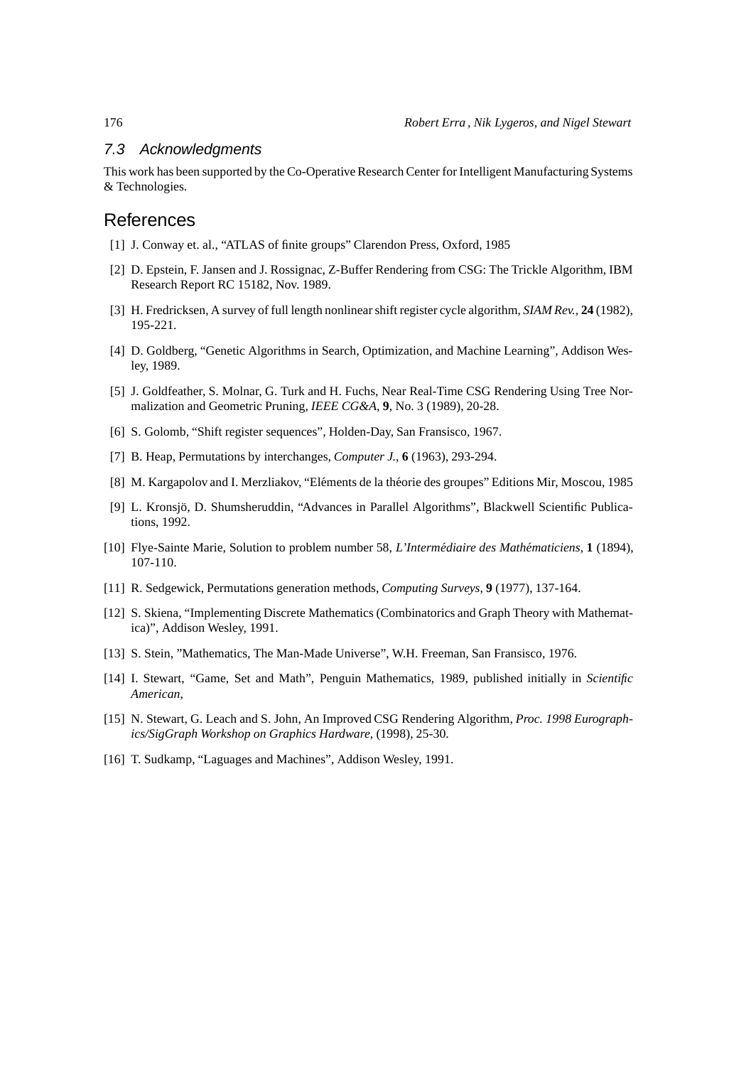### 7.3 Acknowledgments

This work has been supported by the Co-Operative Research Center for Intelligent Manufacturing Systems & Technologies.

## References

[1] J. Conway et. al., "ATLAS of finite groups" Clarendon Press, Oxford, 1985

[2] D. Epstein, F. Jansen and J. Rossignac, Z-Buffer Rendering from CSG: The Trickle Algorithm, IBM Research Report RC 15182, Nov. 1989.

[3] H. Fredricksen, A survey of full length nonlinear shift register cycle algorithm, *SIAM Rev.*, **24** (1982), 195-221.

[4] D. Goldberg, "Genetic Algorithms in Search, Optimization, and Machine Learning", Addison Wesley, 1989.

[5] J. Goldfeather, S. Molnar, G. Turk and H. Fuchs, Near Real-Time CSG Rendering Using Tree Normalization and Geometric Pruning, *IEEE CG&A*, **9**, No. 3 (1989), 20-28.

[6] S. Golomb, "Shift register sequences", Holden-Day, San Fransisco, 1967.

[7] B. Heap, Permutations by interchanges, *Computer J.*, **6** (1963), 293-294.

[8] M. Kargapolov and I. Merzliakov, "Eléments de la théorie des groupes" Editions Mir, Moscou, 1985

[9] L. Kronsjö, D. Shumsheruddin, "Advances in Parallel Algorithms", Blackwell Scientific Publications, 1992.

[10] Flye-Sainte Marie, Solution to problem number 58, *L'Intermédiaire des Mathématiciens*, **1** (1894), 107-110.

[11] R. Sedgewick, Permutations generation methods, *Computing Surveys*, **9** (1977), 137-164.

[12] S. Skiena, "Implementing Discrete Mathematics (Combinatorics and Graph Theory with Mathematica)", Addison Wesley, 1991.

[13] S. Stein, "Mathematics, The Man-Made Universe", W.H. Freeman, San Fransisco, 1976.

[14] I. Stewart, "Game, Set and Math", Penguin Mathematics, 1989, published initially in *Scientific American*,

[15] N. Stewart, G. Leach and S. John, An Improved CSG Rendering Algorithm, *Proc. 1998 Eurographics/SigGraph Workshop on Graphics Hardware*, (1998), 25-30.

[16] T. Sudkamp, "Laguages and Machines", Addison Wesley, 1991.